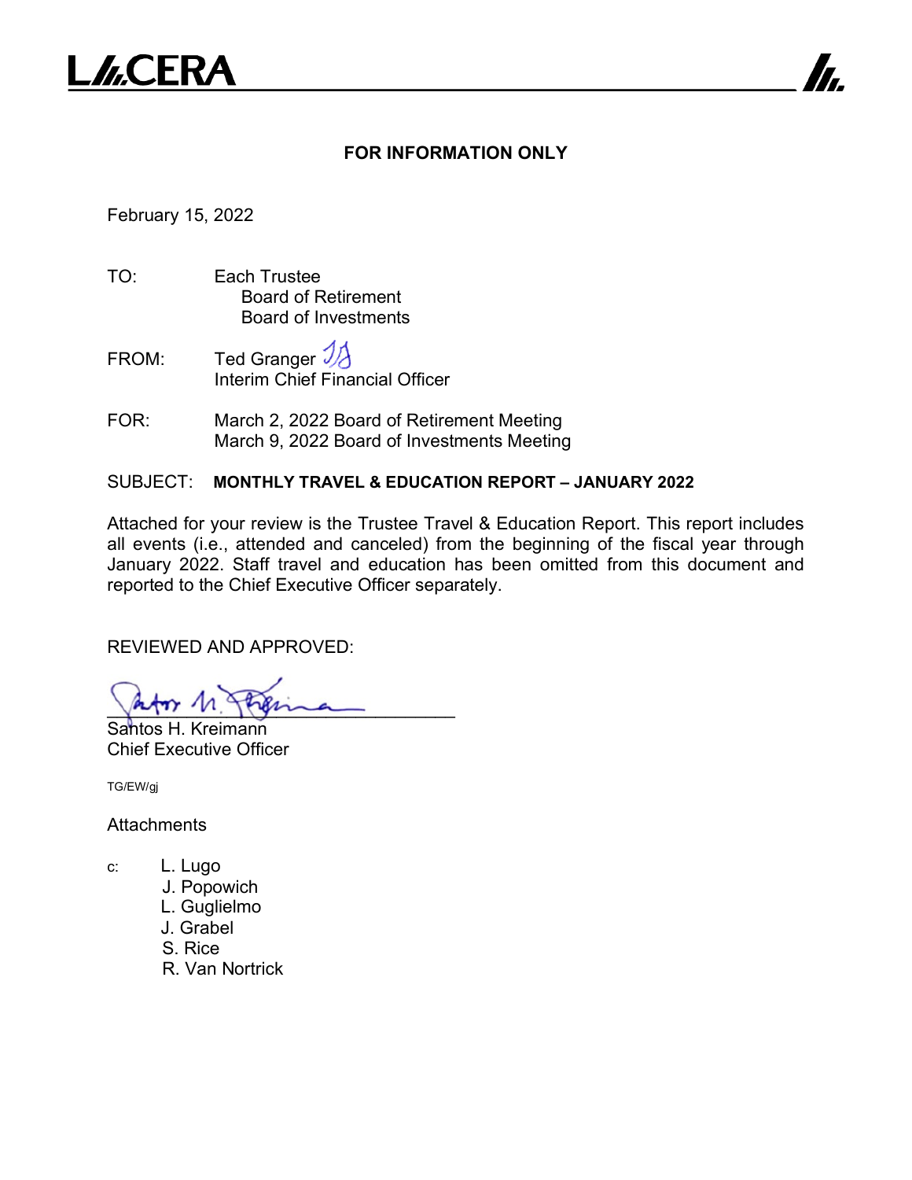L///.CERA

**FOR INFORMATION ONLY**

February 15, 2022

TO: Each Trustee
Board of Retirement
Board of Investments

FROM: Ted Granger
Interim Chief Financial Officer

FOR: March 2, 2022 Board of Retirement Meeting
March 9, 2022 Board of Investments Meeting

SUBJECT: **MONTHLY TRAVEL & EDUCATION REPORT – JANUARY 2022**

Attached for your review is the Trustee Travel & Education Report. This report includes all events (i.e., attended and canceled) from the beginning of the fiscal year through January 2022. Staff travel and education has been omitted from this document and reported to the Chief Executive Officer separately.

REVIEWED AND APPROVED:

Santos H. Kreimann
Chief Executive Officer

TG/EW/gj

Attachments

c: L. Lugo
J. Popowich
L. Guglielmo
J. Grabel
S. Rice
R. Van Nortrick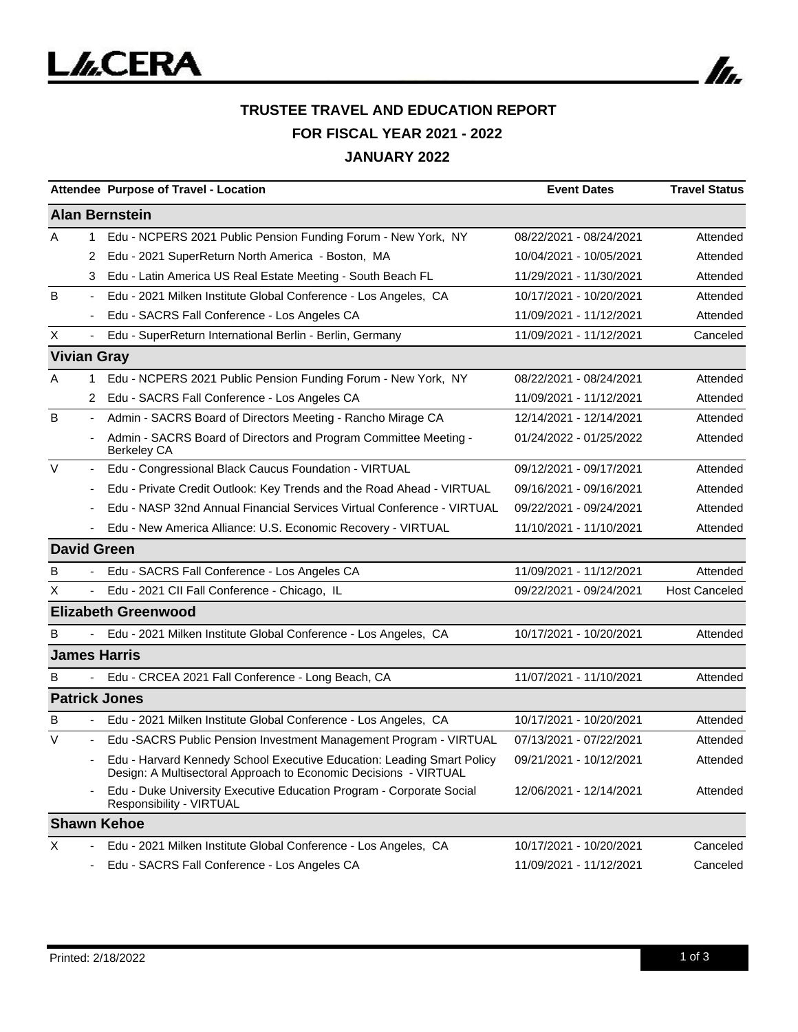# TRUSTEE TRAVEL AND EDUCATION REPORT

## FOR FISCAL YEAR 2021 - 2022

## JANUARY 2022

| Attendee | | Purpose of Travel - Location | Event Dates | Travel Status |
|---|---|---|---|---|
| **Alan Bernstein** | | | | |
| A | 1 | Edu - NCPERS 2021 Public Pension Funding Forum - New York, NY | 08/22/2021 - 08/24/2021 | Attended |
| | 2 | Edu - 2021 SuperReturn North America - Boston, MA | 10/04/2021 - 10/05/2021 | Attended |
| | 3 | Edu - Latin America US Real Estate Meeting - South Beach FL | 11/29/2021 - 11/30/2021 | Attended |
| B | - | Edu - 2021 Milken Institute Global Conference - Los Angeles, CA | 10/17/2021 - 10/20/2021 | Attended |
| | - | Edu - SACRS Fall Conference - Los Angeles CA | 11/09/2021 - 11/12/2021 | Attended |
| X | - | Edu - SuperReturn International Berlin - Berlin, Germany | 11/09/2021 - 11/12/2021 | Canceled |
| **Vivian Gray** | | | | |
| A | 1 | Edu - NCPERS 2021 Public Pension Funding Forum - New York, NY | 08/22/2021 - 08/24/2021 | Attended |
| | 2 | Edu - SACRS Fall Conference - Los Angeles CA | 11/09/2021 - 11/12/2021 | Attended |
| B | - | Admin - SACRS Board of Directors Meeting - Rancho Mirage CA | 12/14/2021 - 12/14/2021 | Attended |
| | - | Admin - SACRS Board of Directors and Program Committee Meeting - Berkeley CA | 01/24/2022 - 01/25/2022 | Attended |
| V | - | Edu - Congressional Black Caucus Foundation - VIRTUAL | 09/12/2021 - 09/17/2021 | Attended |
| | - | Edu - Private Credit Outlook: Key Trends and the Road Ahead - VIRTUAL | 09/16/2021 - 09/16/2021 | Attended |
| | - | Edu - NASP 32nd Annual Financial Services Virtual Conference - VIRTUAL | 09/22/2021 - 09/24/2021 | Attended |
| | - | Edu - New America Alliance: U.S. Economic Recovery - VIRTUAL | 11/10/2021 - 11/10/2021 | Attended |
| **David Green** | | | | |
| B | - | Edu - SACRS Fall Conference - Los Angeles CA | 11/09/2021 - 11/12/2021 | Attended |
| X | - | Edu - 2021 CII Fall Conference - Chicago, IL | 09/22/2021 - 09/24/2021 | Host Canceled |
| **Elizabeth Greenwood** | | | | |
| B | - | Edu - 2021 Milken Institute Global Conference - Los Angeles, CA | 10/17/2021 - 10/20/2021 | Attended |
| **James Harris** | | | | |
| B | - | Edu - CRCEA 2021 Fall Conference - Long Beach, CA | 11/07/2021 - 11/10/2021 | Attended |
| **Patrick Jones** | | | | |
| B | - | Edu - 2021 Milken Institute Global Conference - Los Angeles, CA | 10/17/2021 - 10/20/2021 | Attended |
| V | - | Edu -SACRS Public Pension Investment Management Program - VIRTUAL | 07/13/2021 - 07/22/2021 | Attended |
| | - | Edu - Harvard Kennedy School Executive Education: Leading Smart Policy Design: A Multisectoral Approach to Economic Decisions - VIRTUAL | 09/21/2021 - 10/12/2021 | Attended |
| | - | Edu - Duke University Executive Education Program - Corporate Social Responsibility - VIRTUAL | 12/06/2021 - 12/14/2021 | Attended |
| **Shawn Kehoe** | | | | |
| X | - | Edu - 2021 Milken Institute Global Conference - Los Angeles, CA | 10/17/2021 - 10/20/2021 | Canceled |
| | - | Edu - SACRS Fall Conference - Los Angeles CA | 11/09/2021 - 11/12/2021 | Canceled |

Printed: 2/18/2022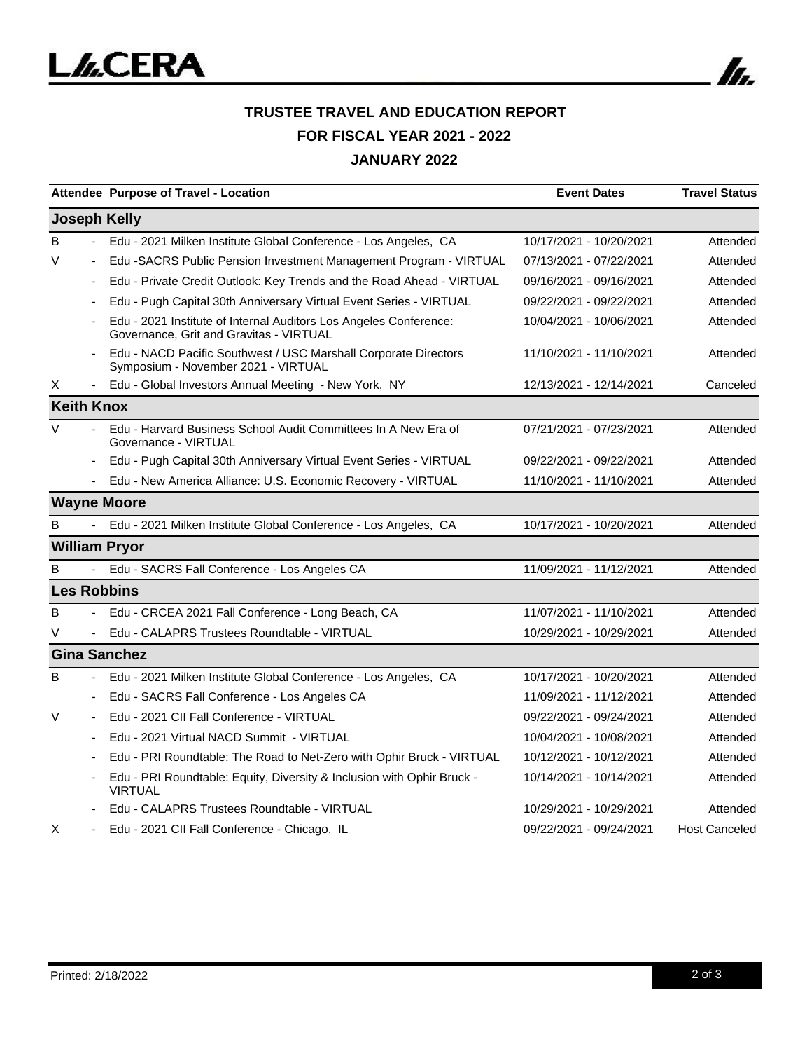**TRUSTEE TRAVEL AND EDUCATION REPORT**

**FOR FISCAL YEAR 2021 - 2022**

**JANUARY 2022**

| Attendee | | Purpose of Travel - Location | Event Dates | Travel Status |
|---|---|---|---|---|
| **Joseph Kelly** | | | | |
| B | - | Edu - 2021 Milken Institute Global Conference - Los Angeles, CA | 10/17/2021 - 10/20/2021 | Attended |
| V | - | Edu -SACRS Public Pension Investment Management Program - VIRTUAL | 07/13/2021 - 07/22/2021 | Attended |
| | - | Edu - Private Credit Outlook: Key Trends and the Road Ahead - VIRTUAL | 09/16/2021 - 09/16/2021 | Attended |
| | - | Edu - Pugh Capital 30th Anniversary Virtual Event Series - VIRTUAL | 09/22/2021 - 09/22/2021 | Attended |
| | - | Edu - 2021 Institute of Internal Auditors Los Angeles Conference: Governance, Grit and Gravitas - VIRTUAL | 10/04/2021 - 10/06/2021 | Attended |
| | - | Edu - NACD Pacific Southwest / USC Marshall Corporate Directors Symposium - November 2021 - VIRTUAL | 11/10/2021 - 11/10/2021 | Attended |
| X | - | Edu - Global Investors Annual Meeting - New York, NY | 12/13/2021 - 12/14/2021 | Canceled |
| **Keith Knox** | | | | |
| V | - | Edu - Harvard Business School Audit Committees In A New Era of Governance - VIRTUAL | 07/21/2021 - 07/23/2021 | Attended |
| | - | Edu - Pugh Capital 30th Anniversary Virtual Event Series - VIRTUAL | 09/22/2021 - 09/22/2021 | Attended |
| | - | Edu - New America Alliance: U.S. Economic Recovery - VIRTUAL | 11/10/2021 - 11/10/2021 | Attended |
| **Wayne Moore** | | | | |
| B | - | Edu - 2021 Milken Institute Global Conference - Los Angeles, CA | 10/17/2021 - 10/20/2021 | Attended |
| **William Pryor** | | | | |
| B | - | Edu - SACRS Fall Conference - Los Angeles CA | 11/09/2021 - 11/12/2021 | Attended |
| **Les Robbins** | | | | |
| B | - | Edu - CRCEA 2021 Fall Conference - Long Beach, CA | 11/07/2021 - 11/10/2021 | Attended |
| V | - | Edu - CALAPRS Trustees Roundtable - VIRTUAL | 10/29/2021 - 10/29/2021 | Attended |
| **Gina Sanchez** | | | | |
| B | - | Edu - 2021 Milken Institute Global Conference - Los Angeles, CA | 10/17/2021 - 10/20/2021 | Attended |
| | - | Edu - SACRS Fall Conference - Los Angeles CA | 11/09/2021 - 11/12/2021 | Attended |
| V | - | Edu - 2021 CII Fall Conference - VIRTUAL | 09/22/2021 - 09/24/2021 | Attended |
| | - | Edu - 2021 Virtual NACD Summit - VIRTUAL | 10/04/2021 - 10/08/2021 | Attended |
| | - | Edu - PRI Roundtable: The Road to Net-Zero with Ophir Bruck - VIRTUAL | 10/12/2021 - 10/12/2021 | Attended |
| | - | Edu - PRI Roundtable: Equity, Diversity & Inclusion with Ophir Bruck - VIRTUAL | 10/14/2021 - 10/14/2021 | Attended |
| | - | Edu - CALAPRS Trustees Roundtable - VIRTUAL | 10/29/2021 - 10/29/2021 | Attended |
| X | - | Edu - 2021 CII Fall Conference - Chicago, IL | 09/22/2021 - 09/24/2021 | Host Canceled |

Printed: 2/18/2022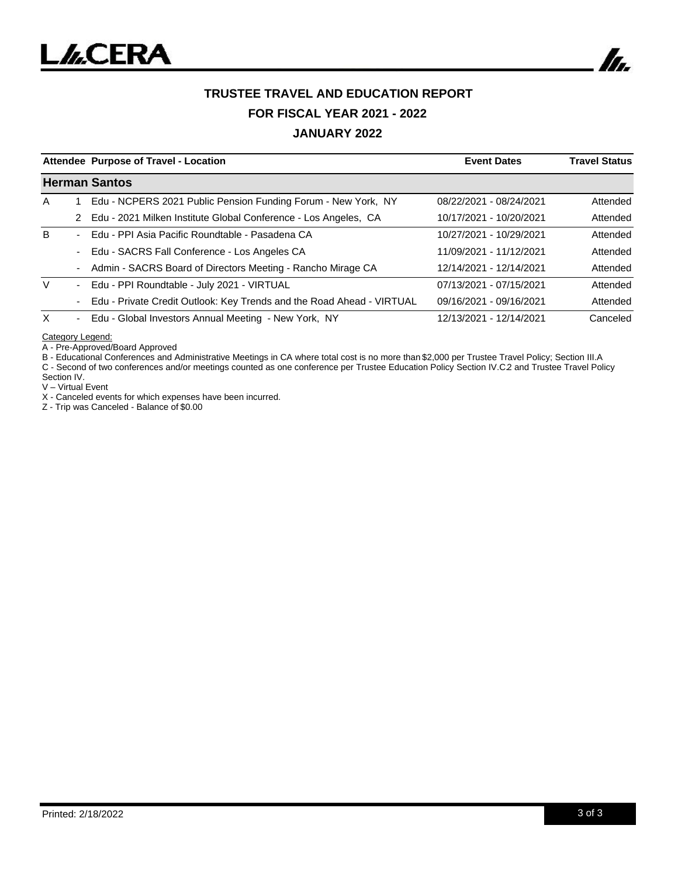## TRUSTEE TRAVEL AND EDUCATION REPORT

## FOR FISCAL YEAR 2021 - 2022

## JANUARY 2022

| Attendee | | Purpose of Travel - Location | Event Dates | Travel Status |
|---|---|---|---|---|
| **Herman Santos** | | | | |
| A | 1 | Edu - NCPERS 2021 Public Pension Funding Forum - New York, NY | 08/22/2021 - 08/24/2021 | Attended |
| | 2 | Edu - 2021 Milken Institute Global Conference - Los Angeles, CA | 10/17/2021 - 10/20/2021 | Attended |
| B | - | Edu - PPI Asia Pacific Roundtable - Pasadena CA | 10/27/2021 - 10/29/2021 | Attended |
| | - | Edu - SACRS Fall Conference - Los Angeles CA | 11/09/2021 - 11/12/2021 | Attended |
| | - | Admin - SACRS Board of Directors Meeting - Rancho Mirage CA | 12/14/2021 - 12/14/2021 | Attended |
| V | - | Edu - PPI Roundtable - July 2021 - VIRTUAL | 07/13/2021 - 07/15/2021 | Attended |
| | - | Edu - Private Credit Outlook: Key Trends and the Road Ahead - VIRTUAL | 09/16/2021 - 09/16/2021 | Attended |
| X | - | Edu - Global Investors Annual Meeting - New York, NY | 12/13/2021 - 12/14/2021 | Canceled |

Category Legend:

A - Pre-Approved/Board Approved

B - Educational Conferences and Administrative Meetings in CA where total cost is no more than $2,000 per Trustee Travel Policy; Section III.A

C - Second of two conferences and/or meetings counted as one conference per Trustee Education Policy Section IV.C.2 and Trustee Travel Policy Section IV.

V – Virtual Event

X - Canceled events for which expenses have been incurred.

Z - Trip was Canceled - Balance of $0.00

Printed: 2/18/2022